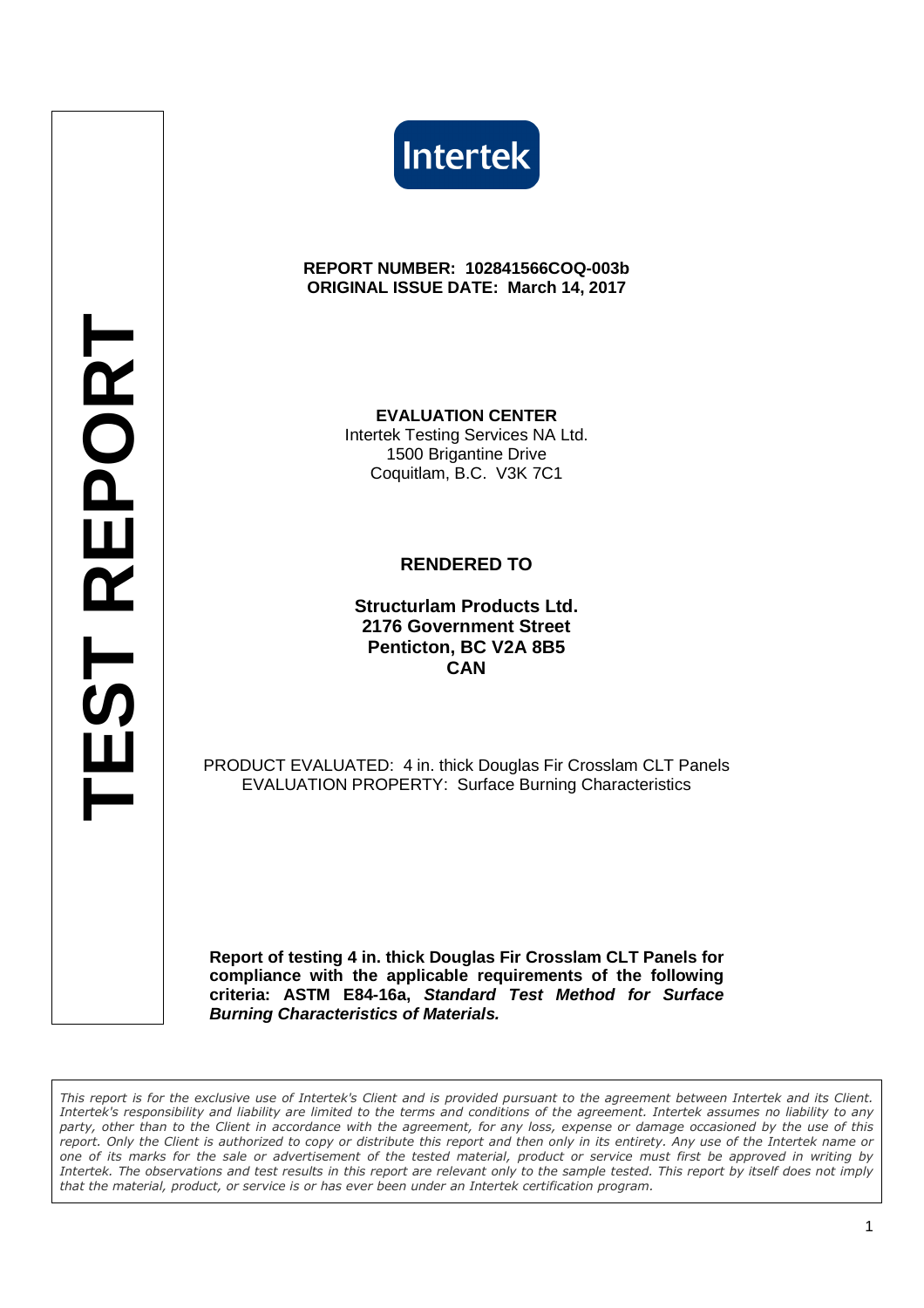Intertek

# TEST REPORT

**REPORT NUMBER: 102841566COQ-003b**
**ORIGINAL ISSUE DATE: March 14, 2017**

**EVALUATION CENTER**
Intertek Testing Services NA Ltd.
1500 Brigantine Drive
Coquitlam, B.C. V3K 7C1

**RENDERED TO**

**Structurlam Products Ltd.**
**2176 Government Street**
**Penticton, BC V2A 8B5**
**CAN**

PRODUCT EVALUATED: 4 in. thick Douglas Fir Crosslam CLT Panels
EVALUATION PROPERTY: Surface Burning Characteristics

**Report of testing 4 in. thick Douglas Fir Crosslam CLT Panels for compliance with the applicable requirements of the following criteria: ASTM E84-16a, *Standard Test Method for Surface Burning Characteristics of Materials.***

*This report is for the exclusive use of Intertek's Client and is provided pursuant to the agreement between Intertek and its Client. Intertek's responsibility and liability are limited to the terms and conditions of the agreement. Intertek assumes no liability to any party, other than to the Client in accordance with the agreement, for any loss, expense or damage occasioned by the use of this report. Only the Client is authorized to copy or distribute this report and then only in its entirety. Any use of the Intertek name or one of its marks for the sale or advertisement of the tested material, product or service must first be approved in writing by Intertek. The observations and test results in this report are relevant only to the sample tested. This report by itself does not imply that the material, product, or service is or has ever been under an Intertek certification program.*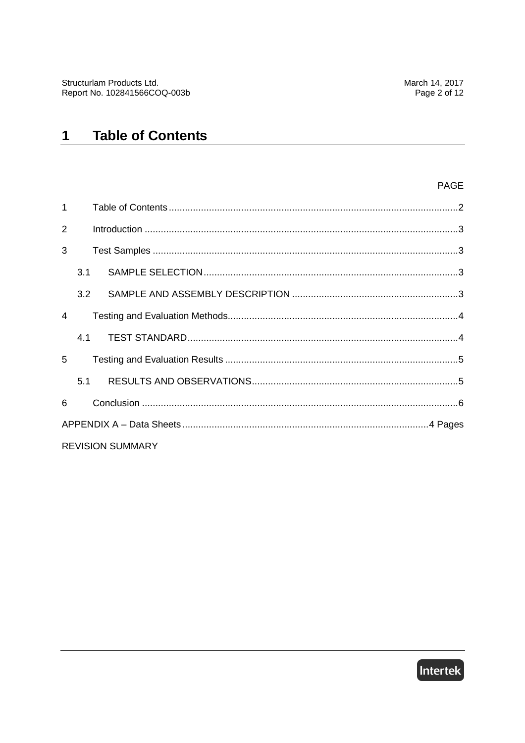# 1 Table of Contents

| | | PAGE |
|---|---|---|
| 1 | Table of Contents | 2 |
| 2 | Introduction | 3 |
| 3 | Test Samples | 3 |
| 3.1 | SAMPLE SELECTION | 3 |
| 3.2 | SAMPLE AND ASSEMBLY DESCRIPTION | 3 |
| 4 | Testing and Evaluation Methods | 4 |
| 4.1 | TEST STANDARD | 4 |
| 5 | Testing and Evaluation Results | 5 |
| 5.1 | RESULTS AND OBSERVATIONS | 5 |
| 6 | Conclusion | 6 |
| APPENDIX A – Data Sheets | | 4 Pages |
| REVISION SUMMARY | | |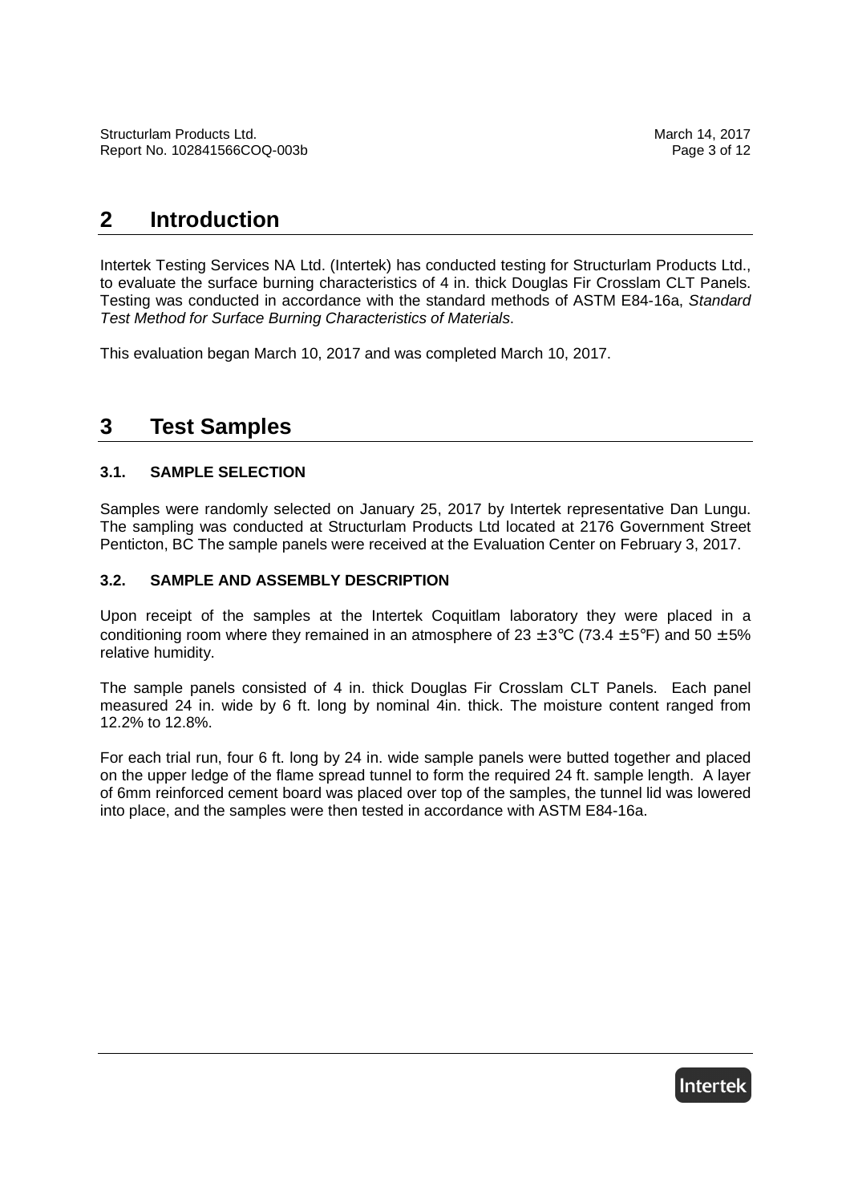# 2 Introduction

Intertek Testing Services NA Ltd. (Intertek) has conducted testing for Structurlam Products Ltd., to evaluate the surface burning characteristics of 4 in. thick Douglas Fir Crosslam CLT Panels. Testing was conducted in accordance with the standard methods of ASTM E84-16a, *Standard Test Method for Surface Burning Characteristics of Materials*.

This evaluation began March 10, 2017 and was completed March 10, 2017.

# 3 Test Samples

## 3.1. SAMPLE SELECTION

Samples were randomly selected on January 25, 2017 by Intertek representative Dan Lungu. The sampling was conducted at Structurlam Products Ltd located at 2176 Government Street Penticton, BC The sample panels were received at the Evaluation Center on February 3, 2017.

## 3.2. SAMPLE AND ASSEMBLY DESCRIPTION

Upon receipt of the samples at the Intertek Coquitlam laboratory they were placed in a conditioning room where they remained in an atmosphere of 23 ± 3°C (73.4 ± 5°F) and 50 ± 5% relative humidity.

The sample panels consisted of 4 in. thick Douglas Fir Crosslam CLT Panels. Each panel measured 24 in. wide by 6 ft. long by nominal 4in. thick. The moisture content ranged from 12.2% to 12.8%.

For each trial run, four 6 ft. long by 24 in. wide sample panels were butted together and placed on the upper ledge of the flame spread tunnel to form the required 24 ft. sample length. A layer of 6mm reinforced cement board was placed over top of the samples, the tunnel lid was lowered into place, and the samples were then tested in accordance with ASTM E84-16a.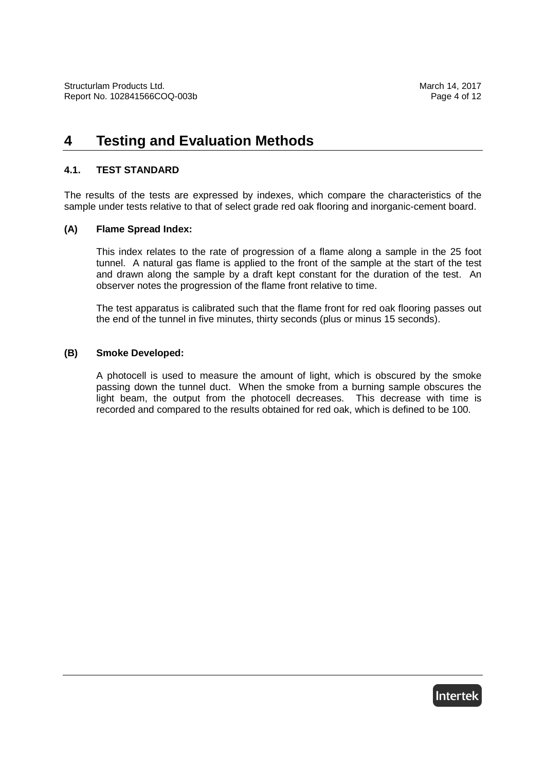# 4 Testing and Evaluation Methods

## 4.1. TEST STANDARD

The results of the tests are expressed by indexes, which compare the characteristics of the sample under tests relative to that of select grade red oak flooring and inorganic-cement board.

### (A) Flame Spread Index:

This index relates to the rate of progression of a flame along a sample in the 25 foot tunnel. A natural gas flame is applied to the front of the sample at the start of the test and drawn along the sample by a draft kept constant for the duration of the test. An observer notes the progression of the flame front relative to time.

The test apparatus is calibrated such that the flame front for red oak flooring passes out the end of the tunnel in five minutes, thirty seconds (plus or minus 15 seconds).

### (B) Smoke Developed:

A photocell is used to measure the amount of light, which is obscured by the smoke passing down the tunnel duct. When the smoke from a burning sample obscures the light beam, the output from the photocell decreases. This decrease with time is recorded and compared to the results obtained for red oak, which is defined to be 100.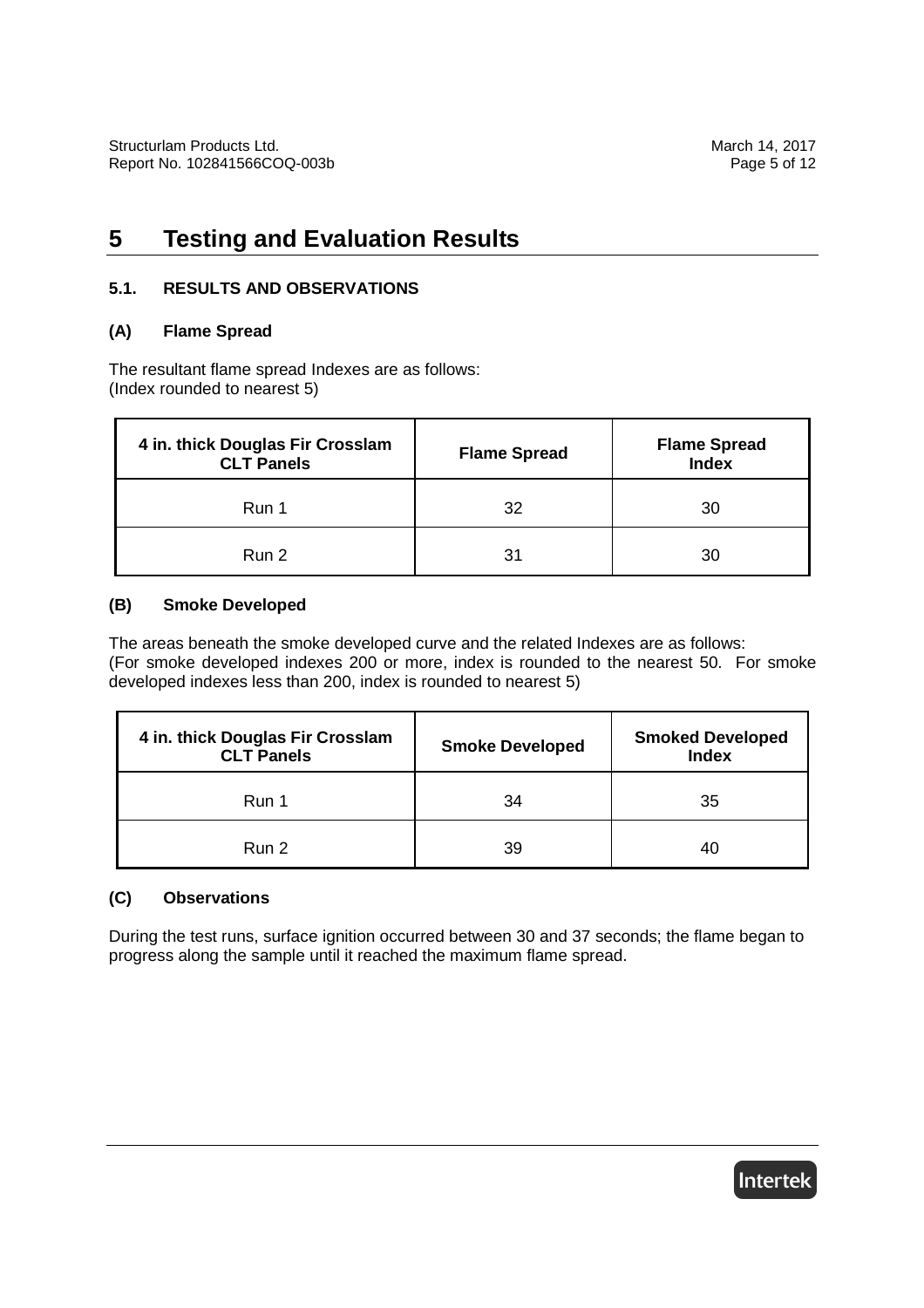# 5 Testing and Evaluation Results

### 5.1. RESULTS AND OBSERVATIONS

#### (A) Flame Spread

The resultant flame spread Indexes are as follows:
(Index rounded to nearest 5)

| 4 in. thick Douglas Fir Crosslam CLT Panels | Flame Spread | Flame Spread Index |
|---|---|---|
| Run 1 | 32 | 30 |
| Run 2 | 31 | 30 |

#### (B) Smoke Developed

The areas beneath the smoke developed curve and the related Indexes are as follows:
(For smoke developed indexes 200 or more, index is rounded to the nearest 50. For smoke developed indexes less than 200, index is rounded to nearest 5)

| 4 in. thick Douglas Fir Crosslam CLT Panels | Smoke Developed | Smoked Developed Index |
|---|---|---|
| Run 1 | 34 | 35 |
| Run 2 | 39 | 40 |

#### (C) Observations

During the test runs, surface ignition occurred between 30 and 37 seconds; the flame began to progress along the sample until it reached the maximum flame spread.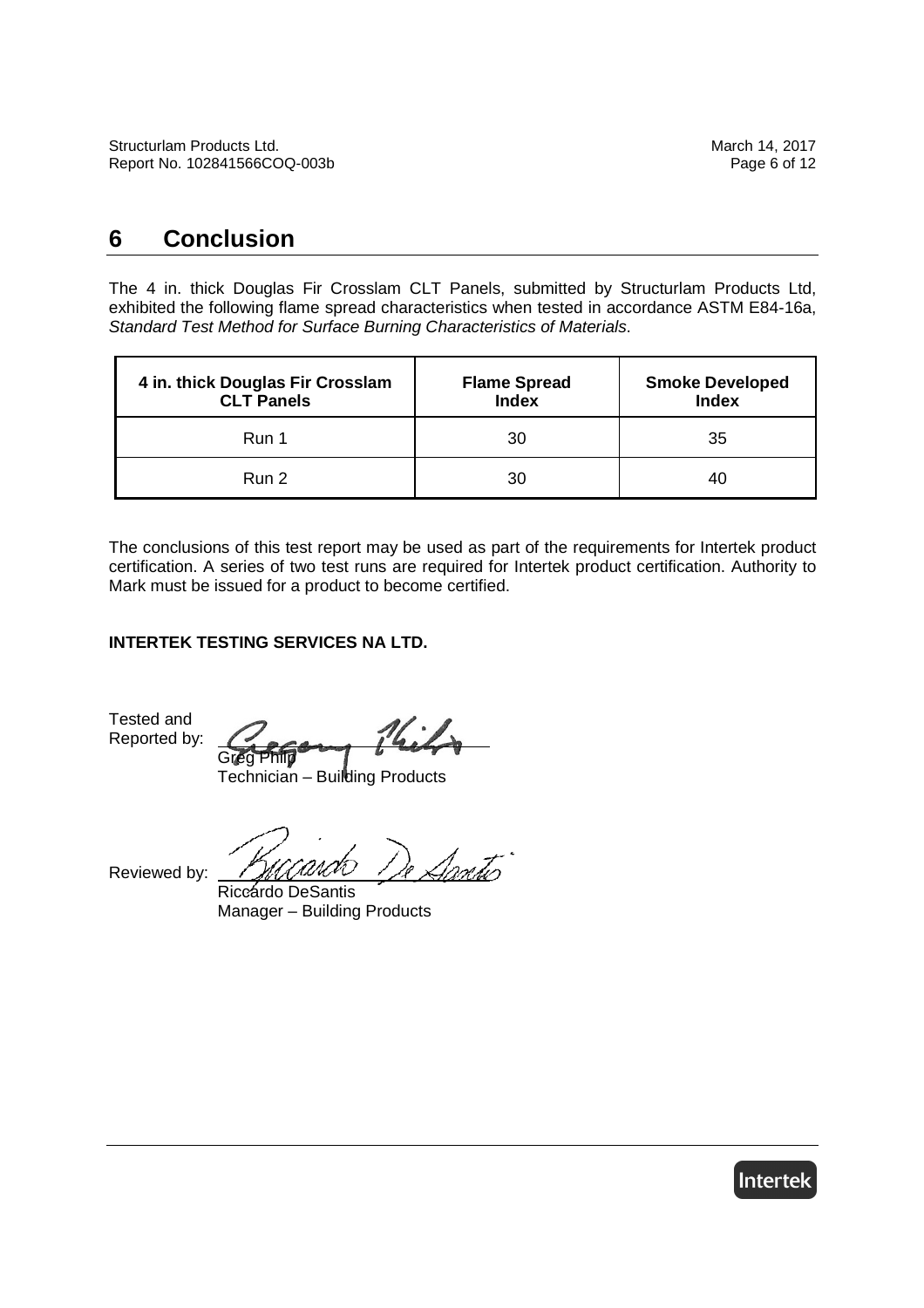## 6 Conclusion

The 4 in. thick Douglas Fir Crosslam CLT Panels, submitted by Structurlam Products Ltd, exhibited the following flame spread characteristics when tested in accordance ASTM E84-16a, *Standard Test Method for Surface Burning Characteristics of Materials*.

| 4 in. thick Douglas Fir Crosslam CLT Panels | Flame Spread Index | Smoke Developed Index |
|---|---|---|
| Run 1 | 30 | 35 |
| Run 2 | 30 | 40 |

The conclusions of this test report may be used as part of the requirements for Intertek product certification. A series of two test runs are required for Intertek product certification. Authority to Mark must be issued for a product to become certified.

**INTERTEK TESTING SERVICES NA LTD.**

Tested and Reported by: Greg Philp
Technician – Building Products

Reviewed by: Riccardo DeSantis
Manager – Building Products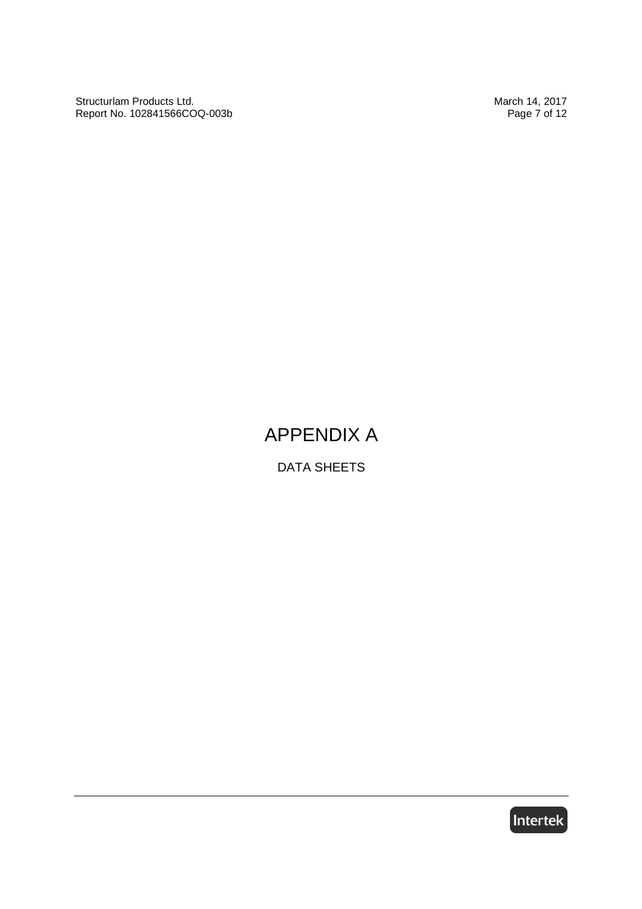# APPENDIX A

DATA SHEETS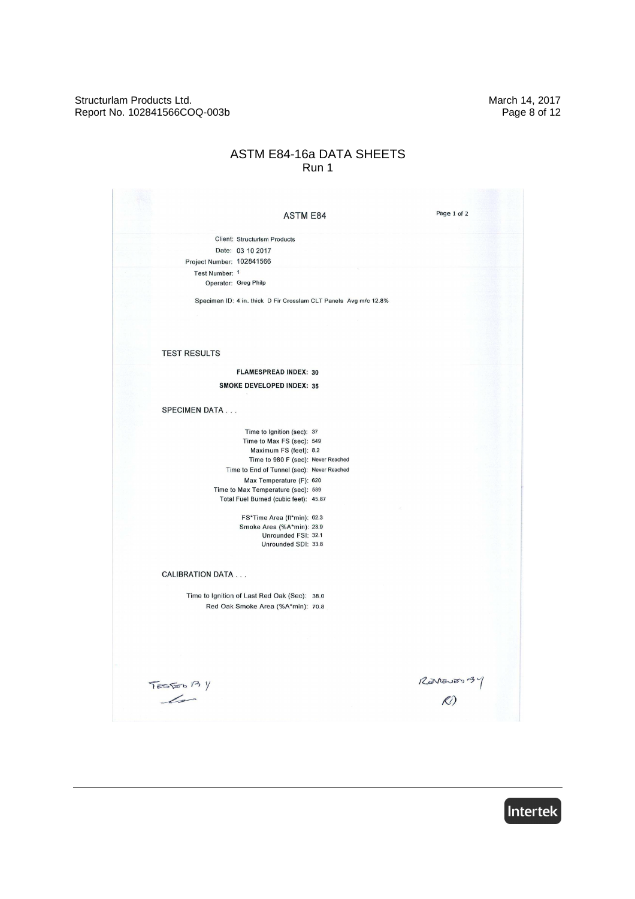# ASTM E84-16a DATA SHEETS

Run 1

## ASTM E84

Page 1 of 2

Client: Structurlsm Products
Date: 03 10 2017
Project Number: 102841566
Test Number: 1
Operator: Greg Philp

Specimen ID: 4 in. thick D Fir Crosslam CLT Panels Avg m/c 12.8%

### TEST RESULTS

**FLAMESPREAD INDEX: 30**

**SMOKE DEVELOPED INDEX: 35**

### SPECIMEN DATA . . .

Time to Ignition (sec): 37
Time to Max FS (sec): 549
Maximum FS (feet): 8.2
Time to 980 F (sec): Never Reached
Time to End of Tunnel (sec): Never Reached
Max Temperature (F): 620
Time to Max Temperature (sec): 589
Total Fuel Burned (cubic feet): 45.87

FS*Time Area (ft*min): 62.3
Smoke Area (%A*min): 23.9
Unrounded FSI: 32.1
Unrounded SDI: 33.8

### CALIBRATION DATA . . .

Time to Ignition of Last Red Oak (Sec): 38.0
Red Oak Smoke Area (%A*min): 70.8

TESTED BY

REVIEWED BY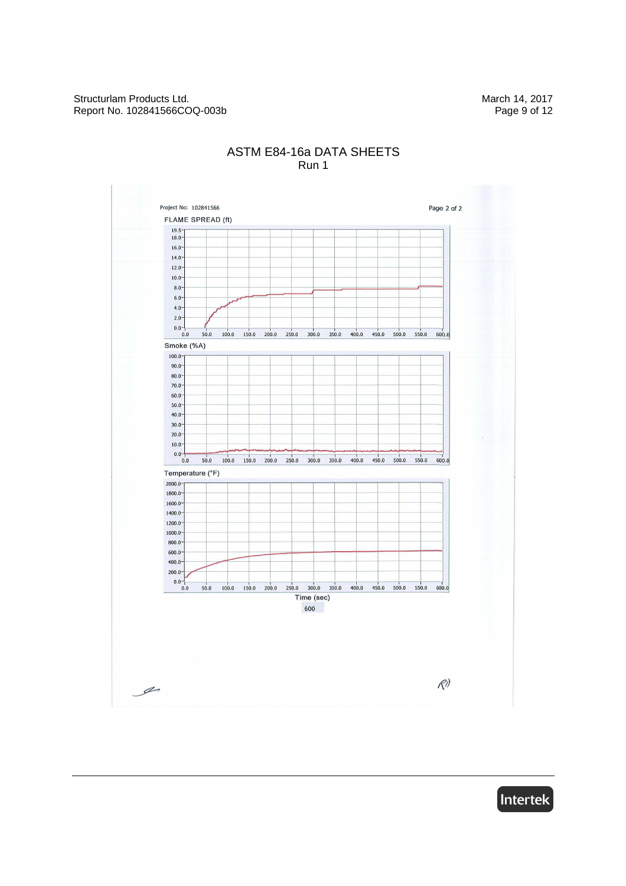# ASTM E84-16a DATA SHEETS

Run 1

Project No: 102841566

Page 2 of 2

FLAME SPREAD (ft)

Smoke (%A)

Temperature (°F)

Time (sec)

600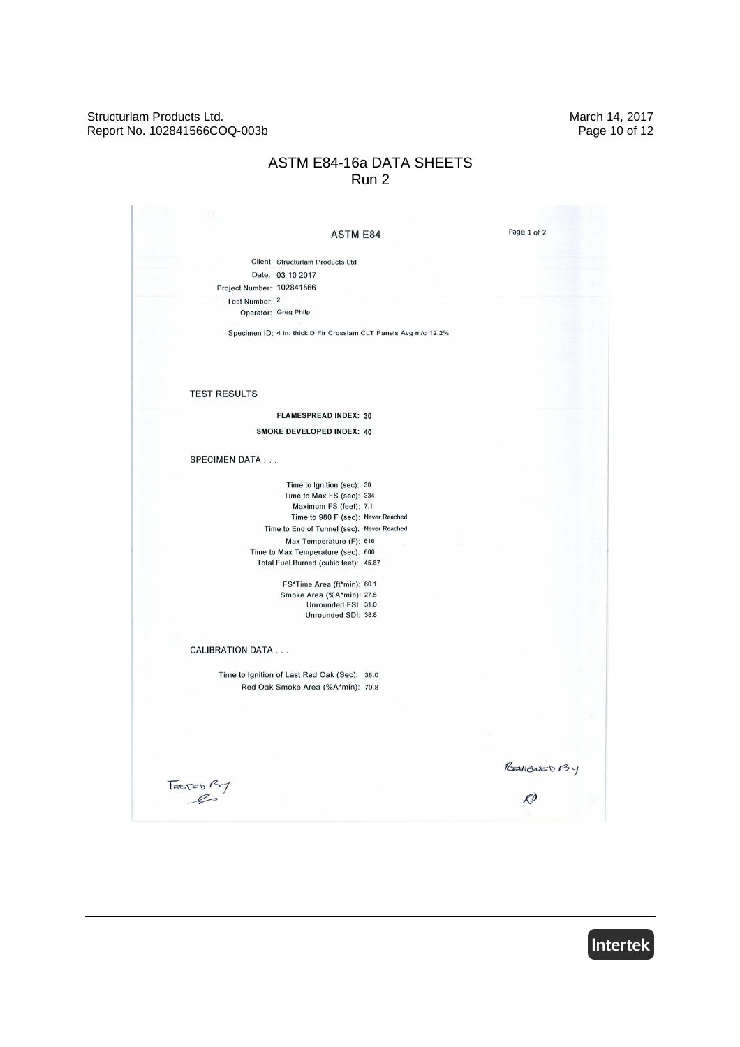# ASTM E84-16a DATA SHEETS

## Run 2

### ASTM E84

Page 1 of 2

Client: Structurlam Products Ltd
Date: 03 10 2017
Project Number: 102841566
Test Number: 2
Operator: Greg Philp

Specimen ID: 4 in. thick D Fir Crosslam CLT Panels Avg m/c 12.2%

#### TEST RESULTS

**FLAMESPREAD INDEX: 30**

**SMOKE DEVELOPED INDEX: 40**

#### SPECIMEN DATA . . .

Time to Ignition (sec): 30
Time to Max FS (sec): 334
Maximum FS (feet): 7.1
Time to 980 F (sec): Never Reached
Time to End of Tunnel (sec): Never Reached
Max Temperature (F): 616
Time to Max Temperature (sec): 600
Total Fuel Burned (cubic feet): 45.87

FS*Time Area (ft*min): 60.1
Smoke Area (%A*min): 27.5
Unrounded FSI: 31.0
Unrounded SDI: 38.8

#### CALIBRATION DATA . . .

Time to Ignition of Last Red Oak (Sec): 38.0
Red Oak Smoke Area (%A*min): 70.8

Tested By

Reviewed By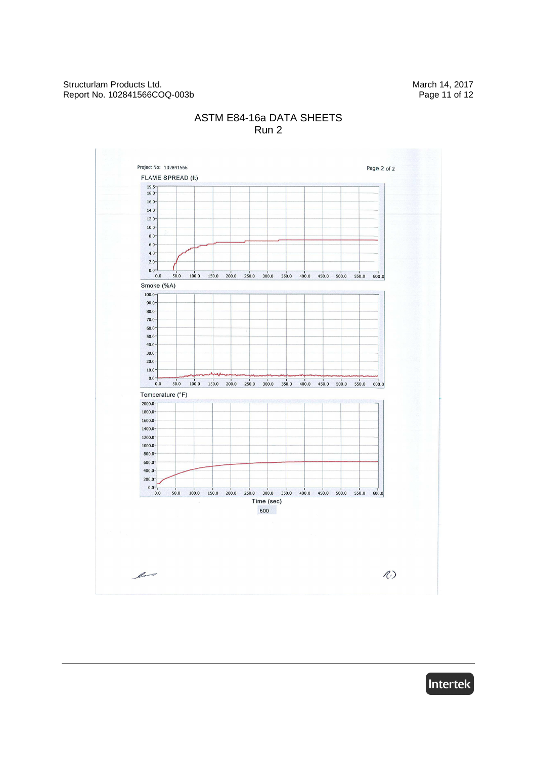# ASTM E84-16a DATA SHEETS

## Run 2

Project No: 102841566

Page 2 of 2

FLAME SPREAD (ft)

Smoke (%A)

Temperature (°F)

Time (sec)

600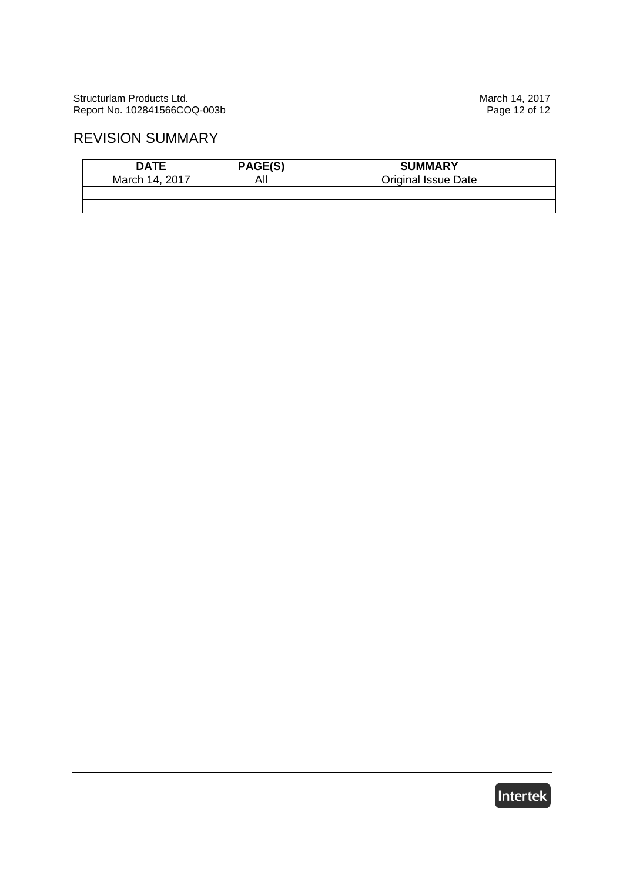## REVISION SUMMARY

| DATE | PAGE(S) | SUMMARY |
|---|---|---|
| March 14, 2017 | All | Original Issue Date |
| | | |
| | | |